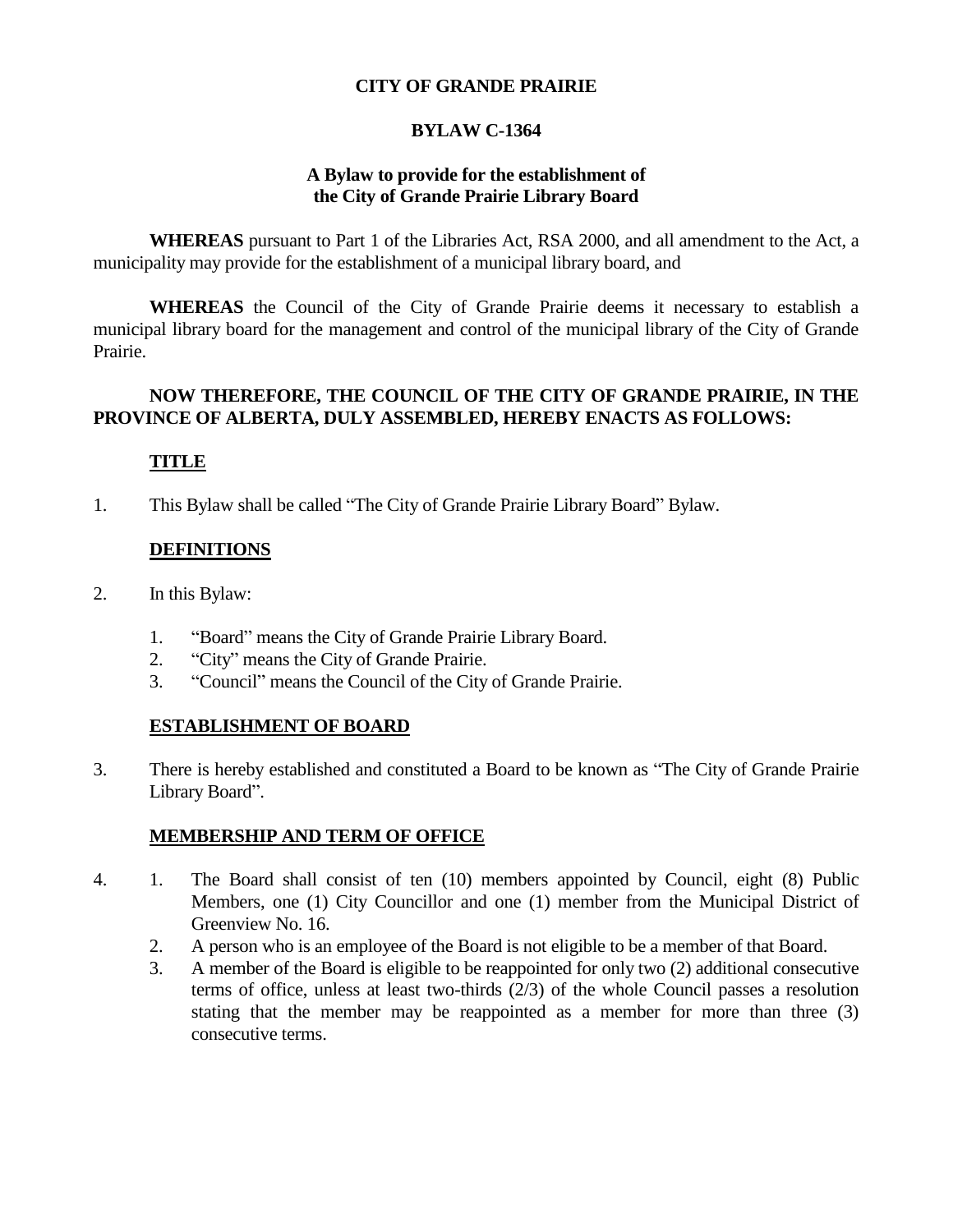# CITY OF GRANDE PRAIRIE

## BYLAW C-1364

### A Bylaw to provide for the establishment of the City of Grande Prairie Library Board

**WHEREAS** pursuant to Part 1 of the Libraries Act, RSA 2000, and all amendment to the Act, a municipality may provide for the establishment of a municipal library board, and

**WHEREAS** the Council of the City of Grande Prairie deems it necessary to establish a municipal library board for the management and control of the municipal library of the City of Grande Prairie.

**NOW THEREFORE, THE COUNCIL OF THE CITY OF GRANDE PRAIRIE, IN THE PROVINCE OF ALBERTA, DULY ASSEMBLED, HEREBY ENACTS AS FOLLOWS:**

**TITLE**

1. This Bylaw shall be called "The City of Grande Prairie Library Board" Bylaw.

**DEFINITIONS**

2. In this Bylaw:
    1. "Board" means the City of Grande Prairie Library Board.
    2. "City" means the City of Grande Prairie.
    3. "Council" means the Council of the City of Grande Prairie.

**ESTABLISHMENT OF BOARD**

3. There is hereby established and constituted a Board to be known as "The City of Grande Prairie Library Board".

**MEMBERSHIP AND TERM OF OFFICE**

4. 
    1. The Board shall consist of ten (10) members appointed by Council, eight (8) Public Members, one (1) City Councillor and one (1) member from the Municipal District of Greenview No. 16.
    2. A person who is an employee of the Board is not eligible to be a member of that Board.
    3. A member of the Board is eligible to be reappointed for only two (2) additional consecutive terms of office, unless at least two-thirds (2/3) of the whole Council passes a resolution stating that the member may be reappointed as a member for more than three (3) consecutive terms.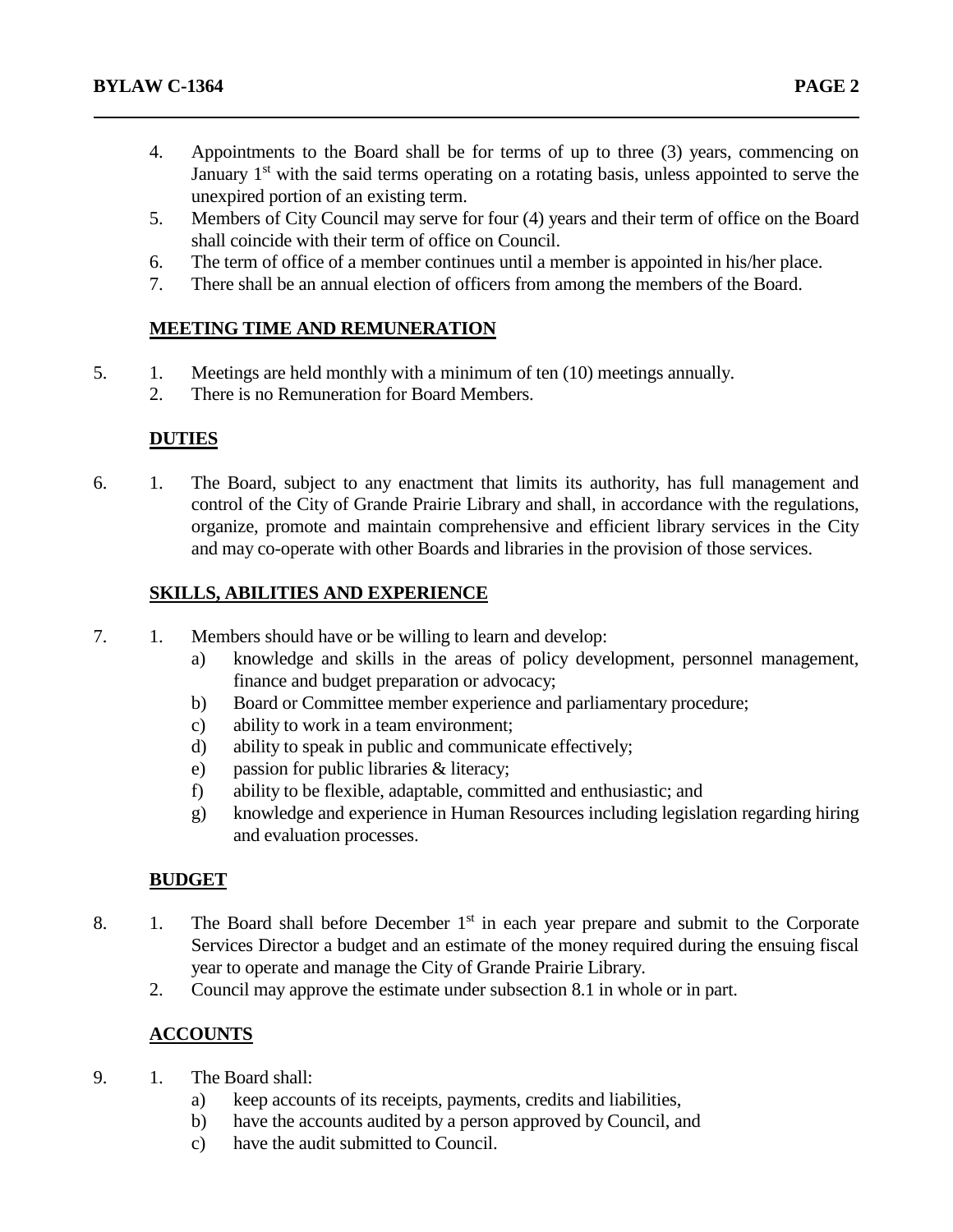4. Appointments to the Board shall be for terms of up to three (3) years, commencing on January 1st with the said terms operating on a rotating basis, unless appointed to serve the unexpired portion of an existing term.
5. Members of City Council may serve for four (4) years and their term of office on the Board shall coincide with their term of office on Council.
6. The term of office of a member continues until a member is appointed in his/her place.
7. There shall be an annual election of officers from among the members of the Board.

## MEETING TIME AND REMUNERATION

5. 1. Meetings are held monthly with a minimum of ten (10) meetings annually.
   2. There is no Remuneration for Board Members.

## DUTIES

6. 1. The Board, subject to any enactment that limits its authority, has full management and control of the City of Grande Prairie Library and shall, in accordance with the regulations, organize, promote and maintain comprehensive and efficient library services in the City and may co-operate with other Boards and libraries in the provision of those services.

## SKILLS, ABILITIES AND EXPERIENCE

7. 1. Members should have or be willing to learn and develop:
      a) knowledge and skills in the areas of policy development, personnel management, finance and budget preparation or advocacy;
      b) Board or Committee member experience and parliamentary procedure;
      c) ability to work in a team environment;
      d) ability to speak in public and communicate effectively;
      e) passion for public libraries & literacy;
      f) ability to be flexible, adaptable, committed and enthusiastic; and
      g) knowledge and experience in Human Resources including legislation regarding hiring and evaluation processes.

## BUDGET

8. 1. The Board shall before December 1st in each year prepare and submit to the Corporate Services Director a budget and an estimate of the money required during the ensuing fiscal year to operate and manage the City of Grande Prairie Library.
   2. Council may approve the estimate under subsection 8.1 in whole or in part.

## ACCOUNTS

9. 1. The Board shall:
      a) keep accounts of its receipts, payments, credits and liabilities,
      b) have the accounts audited by a person approved by Council, and
      c) have the audit submitted to Council.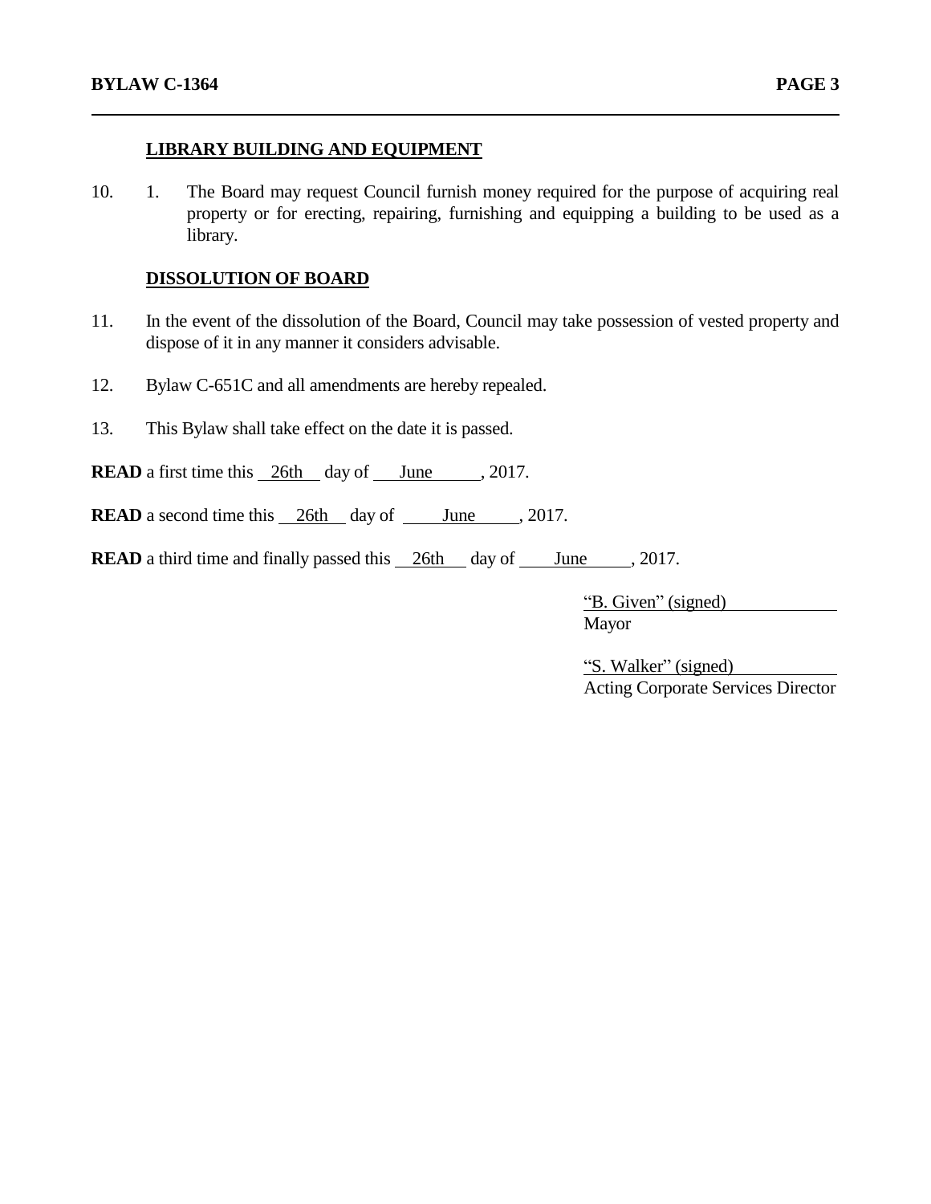**LIBRARY BUILDING AND EQUIPMENT**

10. 1. The Board may request Council furnish money required for the purpose of acquiring real property or for erecting, repairing, furnishing and equipping a building to be used as a library.

**DISSOLUTION OF BOARD**

11. In the event of the dissolution of the Board, Council may take possession of vested property and dispose of it in any manner it considers advisable.

12. Bylaw C-651C and all amendments are hereby repealed.

13. This Bylaw shall take effect on the date it is passed.

**READ** a first time this 26th day of June, 2017.

**READ** a second time this 26th day of June, 2017.

**READ** a third time and finally passed this 26th day of June, 2017.

"B. Given" (signed)
Mayor

"S. Walker" (signed)
Acting Corporate Services Director